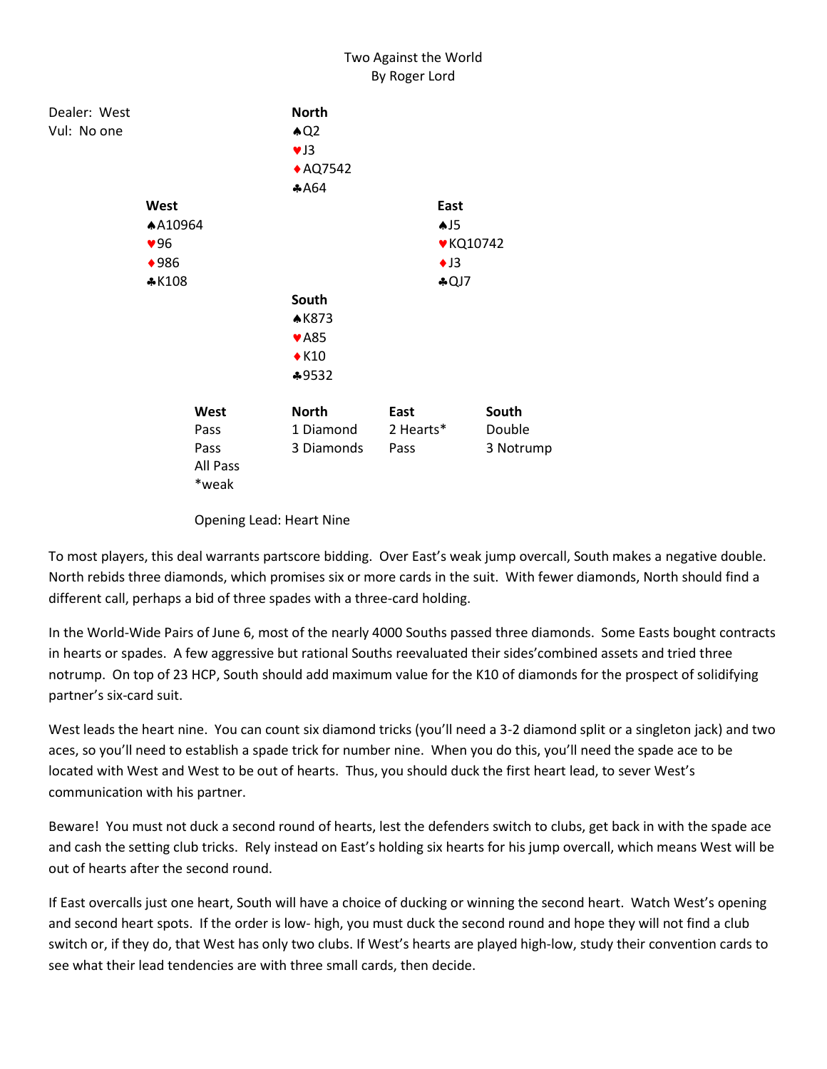# Two Against the World

By Roger Lord

Dealer: West
Vul: No one

**North**
♠Q2
♥J3
♦AQ7542
♣A64

**West**
♠A10964
♥96
♦986
♣K108

**East**
♠J5
♥KQ10742
♦J3
♣QJ7

**South**
♠K873
♥A85
♦K10
♣9532

| **West** | **North** | **East** | **South** |
|---|---|---|---|
| Pass | 1 Diamond | 2 Hearts* | Double |
| Pass | 3 Diamonds | Pass | 3 Notrump |
| All Pass | | | |
| *weak | | | |

Opening Lead: Heart Nine

To most players, this deal warrants partscore bidding. Over East's weak jump overcall, South makes a negative double. North rebids three diamonds, which promises six or more cards in the suit. With fewer diamonds, North should find a different call, perhaps a bid of three spades with a three-card holding.

In the World-Wide Pairs of June 6, most of the nearly 4000 Souths passed three diamonds. Some Easts bought contracts in hearts or spades. A few aggressive but rational Souths reevaluated their sides'combined assets and tried three notrump. On top of 23 HCP, South should add maximum value for the K10 of diamonds for the prospect of solidifying partner's six-card suit.

West leads the heart nine. You can count six diamond tricks (you'll need a 3-2 diamond split or a singleton jack) and two aces, so you'll need to establish a spade trick for number nine. When you do this, you'll need the spade ace to be located with West and West to be out of hearts. Thus, you should duck the first heart lead, to sever West's communication with his partner.

Beware! You must not duck a second round of hearts, lest the defenders switch to clubs, get back in with the spade ace and cash the setting club tricks. Rely instead on East's holding six hearts for his jump overcall, which means West will be out of hearts after the second round.

If East overcalls just one heart, South will have a choice of ducking or winning the second heart. Watch West's opening and second heart spots. If the order is low- high, you must duck the second round and hope they will not find a club switch or, if they do, that West has only two clubs. If West's hearts are played high-low, study their convention cards to see what their lead tendencies are with three small cards, then decide.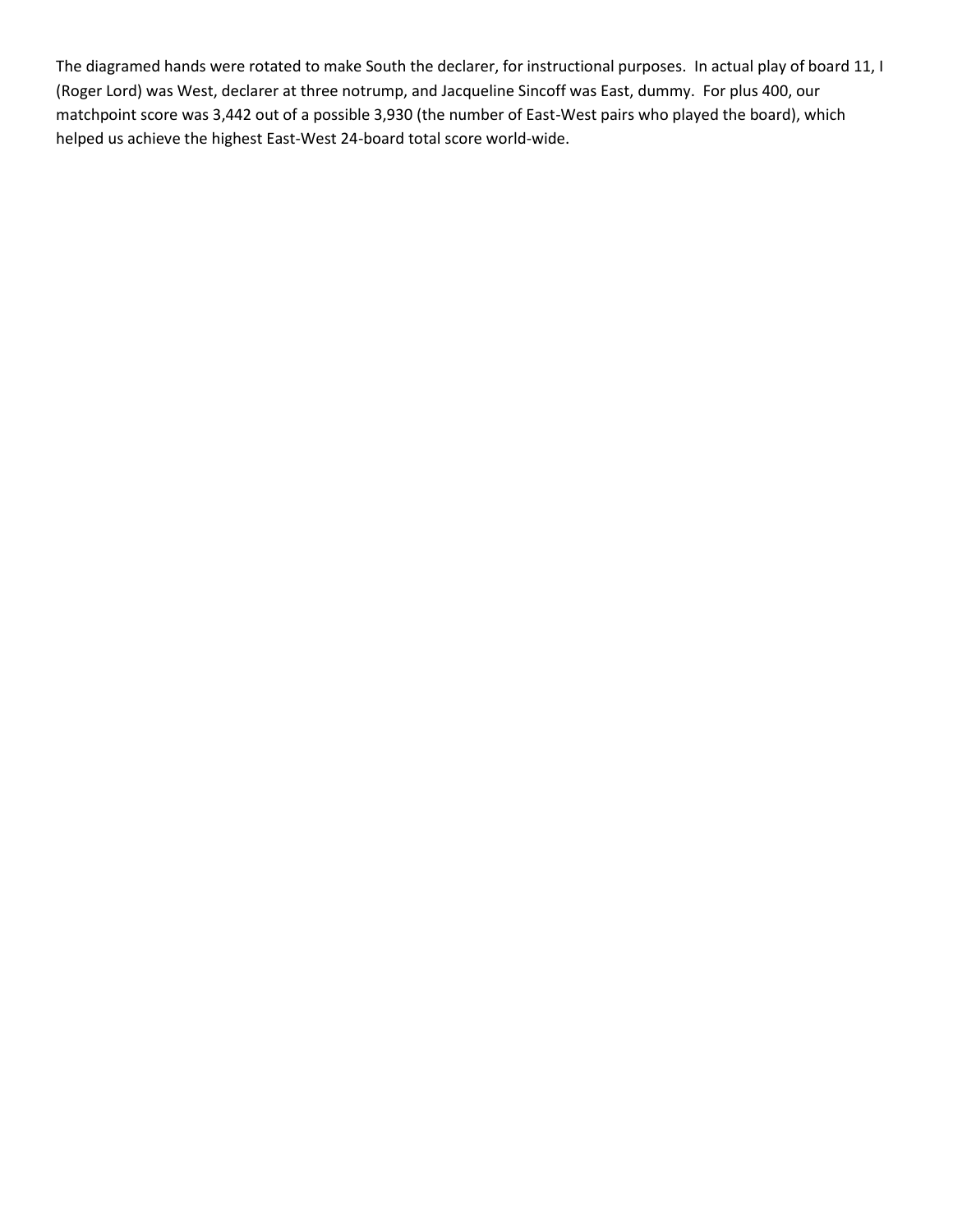The diagramed hands were rotated to make South the declarer, for instructional purposes. In actual play of board 11, I (Roger Lord) was West, declarer at three notrump, and Jacqueline Sincoff was East, dummy. For plus 400, our matchpoint score was 3,442 out of a possible 3,930 (the number of East-West pairs who played the board), which helped us achieve the highest East-West 24-board total score world-wide.